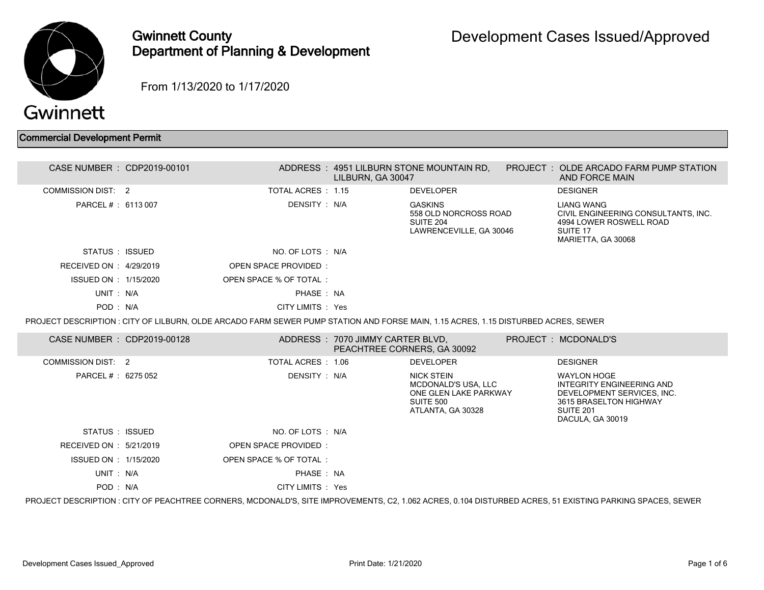# Gwinnett County Department of Planning & Development

## Development Cases Issued/Approved

From 1/13/2020 to 1/17/2020

### Commercial Development Permit

| | | | | | |
|---|---|---|---|---|---|
| CASE NUMBER : | CDP2019-00101 | ADDRESS : | 4951 LILBURN STONE MOUNTAIN RD, LILBURN, GA 30047 | PROJECT : | OLDE ARCADO FARM PUMP STATION AND FORCE MAIN |
| COMMISSION DIST: | 2 | TOTAL ACRES : | 1.15 | DEVELOPER | DESIGNER |
| PARCEL # : | 6113 007 | DENSITY : | N/A | GASKINS<br>558 OLD NORCROSS ROAD<br>SUITE 204<br>LAWRENCEVILLE, GA 30046 | LIANG WANG<br>CIVIL ENGINEERING CONSULTANTS, INC.<br>4994 LOWER ROSWELL ROAD<br>SUITE 17<br>MARIETTA, GA 30068 |
| STATUS : | ISSUED | NO. OF LOTS : | N/A | | |
| RECEIVED ON : | 4/29/2019 | OPEN SPACE PROVIDED : | | | |
| ISSUED ON : | 1/15/2020 | OPEN SPACE % OF TOTAL : | | | |
| UNIT : | N/A | PHASE : | NA | | |
| POD : | N/A | CITY LIMITS : | Yes | | |

PROJECT DESCRIPTION : CITY OF LILBURN, OLDE ARCADO FARM SEWER PUMP STATION AND FORSE MAIN, 1.15 ACRES, 1.15 DISTURBED ACRES, SEWER

| | | | | | |
|---|---|---|---|---|---|
| CASE NUMBER : | CDP2019-00128 | ADDRESS : | 7070 JIMMY CARTER BLVD, PEACHTREE CORNERS, GA 30092 | PROJECT : | MCDONALD'S |
| COMMISSION DIST: | 2 | TOTAL ACRES : | 1.06 | DEVELOPER | DESIGNER |
| PARCEL # : | 6275 052 | DENSITY : | N/A | NICK STEIN<br>MCDONALD'S USA, LLC<br>ONE GLEN LAKE PARKWAY<br>SUITE 500<br>ATLANTA, GA 30328 | WAYLON HOGE<br>INTEGRITY ENGINEERING AND DEVELOPMENT SERVICES, INC.<br>3615 BRASELTON HIGHWAY<br>SUITE 201<br>DACULA, GA 30019 |
| STATUS : | ISSUED | NO. OF LOTS : | N/A | | |
| RECEIVED ON : | 5/21/2019 | OPEN SPACE PROVIDED : | | | |
| ISSUED ON : | 1/15/2020 | OPEN SPACE % OF TOTAL : | | | |
| UNIT : | N/A | PHASE : | NA | | |
| POD : | N/A | CITY LIMITS : | Yes | | |

PROJECT DESCRIPTION : CITY OF PEACHTREE CORNERS, MCDONALD'S, SITE IMPROVEMENTS, C2, 1.062 ACRES, 0.104 DISTURBED ACRES, 51 EXISTING PARKING SPACES, SEWER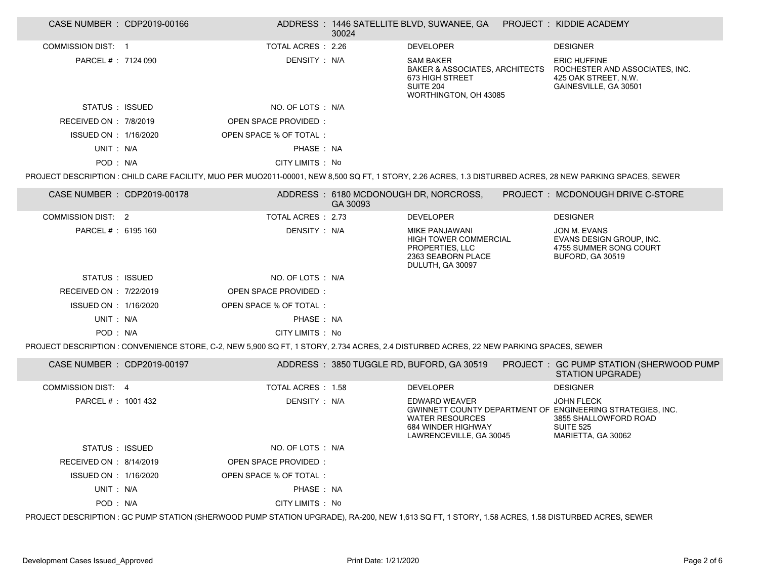| CASE NUMBER : CDP2019-00166 | | ADDRESS : 1446 SATELLITE BLVD, SUWANEE, GA 30024 | PROJECT : KIDDIE ACADEMY |
|---|---|---|---|
| COMMISSION DIST : 1 | TOTAL ACRES : 2.26 | DEVELOPER | DESIGNER |
| PARCEL # : 7124 090 | DENSITY : N/A | SAM BAKER<br>BAKER & ASSOCIATES, ARCHITECTS<br>673 HIGH STREET<br>SUITE 204<br>WORTHINGTON, OH 43085 | ERIC HUFFINE<br>ROCHESTER AND ASSOCIATES, INC.<br>425 OAK STREET, N.W.<br>GAINESVILLE, GA 30501 |
| STATUS : ISSUED | NO. OF LOTS : N/A | | |
| RECEIVED ON : 7/8/2019 | OPEN SPACE PROVIDED : | | |
| ISSUED ON : 1/16/2020 | OPEN SPACE % OF TOTAL : | | |
| UNIT : N/A | PHASE : NA | | |
| POD : N/A | CITY LIMITS : No | | |

PROJECT DESCRIPTION : CHILD CARE FACILITY, MUO PER MUO2011-00001, NEW 8,500 SQ FT, 1 STORY, 2.26 ACRES, 1.3 DISTURBED ACRES, 28 NEW PARKING SPACES, SEWER

| CASE NUMBER : CDP2019-00178 | | ADDRESS : 6180 MCDONOUGH DR, NORCROSS, GA 30093 | PROJECT : MCDONOUGH DRIVE C-STORE |
|---|---|---|---|
| COMMISSION DIST : 2 | TOTAL ACRES : 2.73 | DEVELOPER | DESIGNER |
| PARCEL # : 6195 160 | DENSITY : N/A | MIKE PANJAWANI<br>HIGH TOWER COMMERCIAL PROPERTIES, LLC<br>2363 SEABORN PLACE<br>DULUTH, GA 30097 | JON M. EVANS<br>EVANS DESIGN GROUP, INC.<br>4755 SUMMER SONG COURT<br>BUFORD, GA 30519 |
| STATUS : ISSUED | NO. OF LOTS : N/A | | |
| RECEIVED ON : 7/22/2019 | OPEN SPACE PROVIDED : | | |
| ISSUED ON : 1/16/2020 | OPEN SPACE % OF TOTAL : | | |
| UNIT : N/A | PHASE : NA | | |
| POD : N/A | CITY LIMITS : No | | |

PROJECT DESCRIPTION : CONVENIENCE STORE, C-2, NEW 5,900 SQ FT, 1 STORY, 2.734 ACRES, 2.4 DISTURBED ACRES, 22 NEW PARKING SPACES, SEWER

| CASE NUMBER : CDP2019-00197 | | ADDRESS : 3850 TUGGLE RD, BUFORD, GA 30519 | PROJECT : GC PUMP STATION (SHERWOOD PUMP STATION UPGRADE) |
|---|---|---|---|
| COMMISSION DIST : 4 | TOTAL ACRES : 1.58 | DEVELOPER | DESIGNER |
| PARCEL # : 1001 432 | DENSITY : N/A | EDWARD WEAVER<br>GWINNETT COUNTY DEPARTMENT OF WATER RESOURCES<br>684 WINDER HIGHWAY<br>LAWRENCEVILLE, GA 30045 | JOHN FLECK<br>ENGINEERING STRATEGIES, INC.<br>3855 SHALLOWFORD ROAD<br>SUITE 525<br>MARIETTA, GA 30062 |
| STATUS : ISSUED | NO. OF LOTS : N/A | | |
| RECEIVED ON : 8/14/2019 | OPEN SPACE PROVIDED : | | |
| ISSUED ON : 1/16/2020 | OPEN SPACE % OF TOTAL : | | |
| UNIT : N/A | PHASE : NA | | |
| POD : N/A | CITY LIMITS : No | | |

PROJECT DESCRIPTION : GC PUMP STATION (SHERWOOD PUMP STATION UPGRADE), RA-200, NEW 1,613 SQ FT, 1 STORY, 1.58 ACRES, 1.58 DISTURBED ACRES, SEWER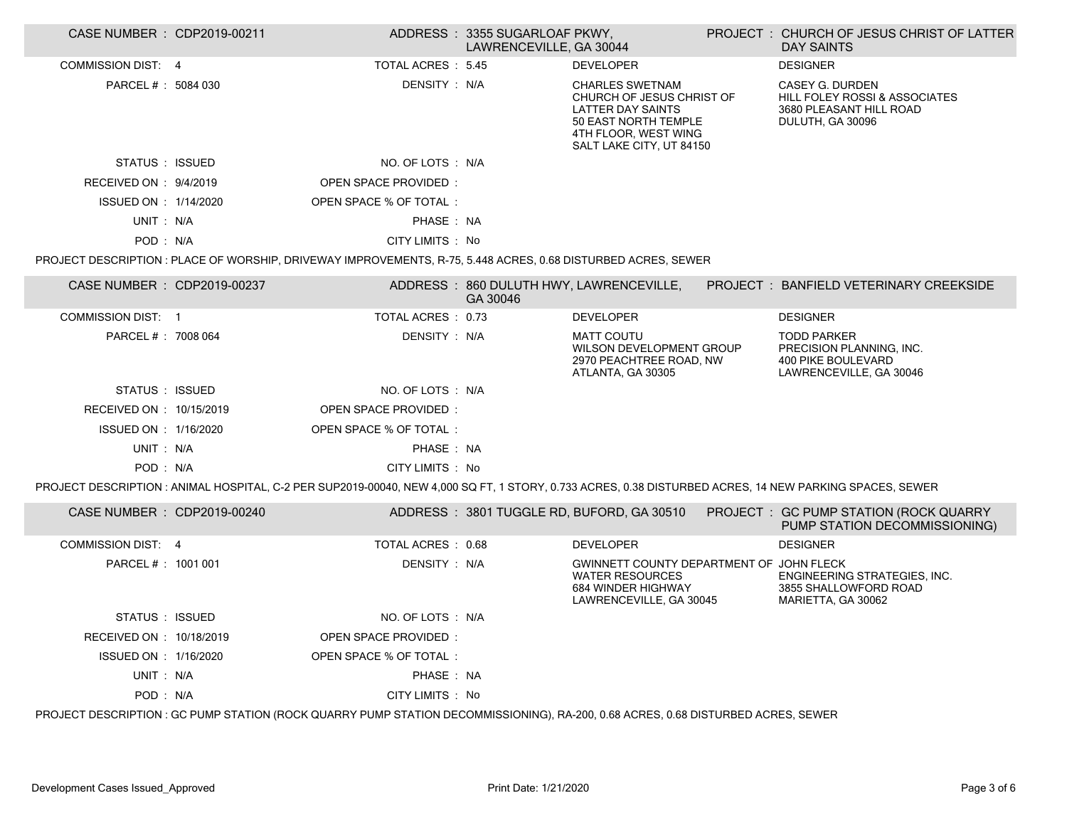| CASE NUMBER : CDP2019-00211 | ADDRESS : 3355 SUGARLOAF PKWY, LAWRENCEVILLE, GA 30044 | PROJECT : CHURCH OF JESUS CHRIST OF LATTER DAY SAINTS | |
|---|---|---|---|
| COMMISSION DIST: 4 | TOTAL ACRES : 5.45 | DEVELOPER | DESIGNER |
| PARCEL # : 5084 030 | DENSITY : N/A | CHARLES SWETNAM<br>CHURCH OF JESUS CHRIST OF LATTER DAY SAINTS<br>50 EAST NORTH TEMPLE<br>4TH FLOOR, WEST WING<br>SALT LAKE CITY, UT 84150 | CASEY G. DURDEN<br>HILL FOLEY ROSSI & ASSOCIATES<br>3680 PLEASANT HILL ROAD<br>DULUTH, GA 30096 |
| STATUS : ISSUED | NO. OF LOTS : N/A | | |
| RECEIVED ON : 9/4/2019 | OPEN SPACE PROVIDED : | | |
| ISSUED ON : 1/14/2020 | OPEN SPACE % OF TOTAL : | | |
| UNIT : N/A | PHASE : NA | | |
| POD : N/A | CITY LIMITS : No | | |

PROJECT DESCRIPTION : PLACE OF WORSHIP, DRIVEWAY IMPROVEMENTS, R-75, 5.448 ACRES, 0.68 DISTURBED ACRES, SEWER

| CASE NUMBER : CDP2019-00237 | ADDRESS : 860 DULUTH HWY, LAWRENCEVILLE, GA 30046 | PROJECT : BANFIELD VETERINARY CREEKSIDE | |
|---|---|---|---|
| COMMISSION DIST: 1 | TOTAL ACRES : 0.73 | DEVELOPER | DESIGNER |
| PARCEL # : 7008 064 | DENSITY : N/A | MATT COUTU<br>WILSON DEVELOPMENT GROUP<br>2970 PEACHTREE ROAD, NW<br>ATLANTA, GA 30305 | TODD PARKER<br>PRECISION PLANNING, INC.<br>400 PIKE BOULEVARD<br>LAWRENCEVILLE, GA 30046 |
| STATUS : ISSUED | NO. OF LOTS : N/A | | |
| RECEIVED ON : 10/15/2019 | OPEN SPACE PROVIDED : | | |
| ISSUED ON : 1/16/2020 | OPEN SPACE % OF TOTAL : | | |
| UNIT : N/A | PHASE : NA | | |
| POD : N/A | CITY LIMITS : No | | |

PROJECT DESCRIPTION : ANIMAL HOSPITAL, C-2 PER SUP2019-00040, NEW 4,000 SQ FT, 1 STORY, 0.733 ACRES, 0.38 DISTURBED ACRES, 14 NEW PARKING SPACES, SEWER

| CASE NUMBER : CDP2019-00240 | ADDRESS : 3801 TUGGLE RD, BUFORD, GA 30510 | PROJECT : GC PUMP STATION (ROCK QUARRY PUMP STATION DECOMMISSIONING) | |
|---|---|---|---|
| COMMISSION DIST: 4 | TOTAL ACRES : 0.68 | DEVELOPER | DESIGNER |
| PARCEL # : 1001 001 | DENSITY : N/A | GWINNETT COUNTY DEPARTMENT OF WATER RESOURCES<br>684 WINDER HIGHWAY<br>LAWRENCEVILLE, GA 30045 | JOHN FLECK<br>ENGINEERING STRATEGIES, INC.<br>3855 SHALLOWFORD ROAD<br>MARIETTA, GA 30062 |
| STATUS : ISSUED | NO. OF LOTS : N/A | | |
| RECEIVED ON : 10/18/2019 | OPEN SPACE PROVIDED : | | |
| ISSUED ON : 1/16/2020 | OPEN SPACE % OF TOTAL : | | |
| UNIT : N/A | PHASE : NA | | |
| POD : N/A | CITY LIMITS : No | | |

PROJECT DESCRIPTION : GC PUMP STATION (ROCK QUARRY PUMP STATION DECOMMISSIONING), RA-200, 0.68 ACRES, 0.68 DISTURBED ACRES, SEWER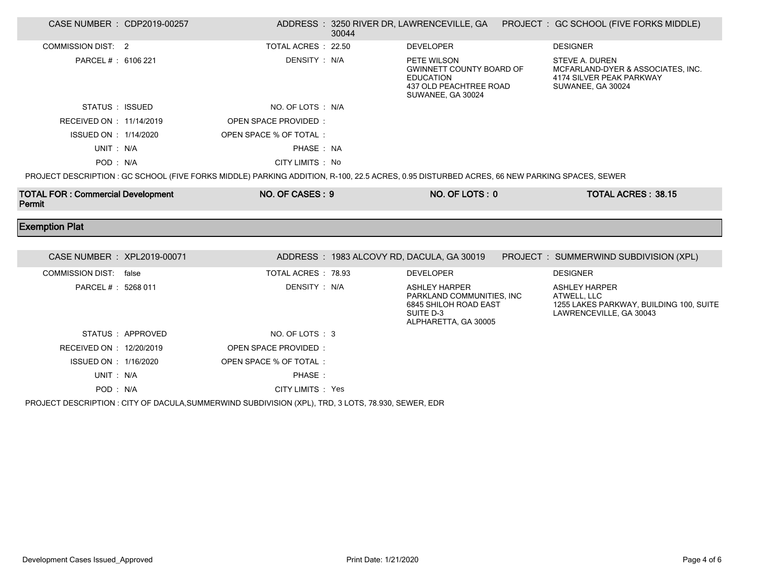| CASE NUMBER : CDP2019-00257 | | ADDRESS : 3250 RIVER DR, LAWRENCEVILLE, GA 30044 | PROJECT : GC SCHOOL (FIVE FORKS MIDDLE) |
|---|---|---|---|
| COMMISSION DIST: 2 | TOTAL ACRES : 22.50 | DEVELOPER | DESIGNER |
| PARCEL # : 6106 221 | DENSITY : N/A | PETE WILSON<br>GWINNETT COUNTY BOARD OF EDUCATION<br>437 OLD PEACHTREE ROAD<br>SUWANEE, GA 30024 | STEVE A. DUREN<br>MCFARLAND-DYER & ASSOCIATES, INC.<br>4174 SILVER PEAK PARKWAY<br>SUWANEE, GA 30024 |
| STATUS : ISSUED | NO. OF LOTS : N/A | | |
| RECEIVED ON : 11/14/2019 | OPEN SPACE PROVIDED : | | |
| ISSUED ON : 1/14/2020 | OPEN SPACE % OF TOTAL : | | |
| UNIT : N/A | PHASE : NA | | |
| POD : N/A | CITY LIMITS : No | | |

PROJECT DESCRIPTION : GC SCHOOL (FIVE FORKS MIDDLE) PARKING ADDITION, R-100, 22.5 ACRES, 0.95 DISTURBED ACRES, 66 NEW PARKING SPACES, SEWER

| TOTAL FOR : Commercial Development Permit | NO. OF CASES : 9 | NO. OF LOTS : 0 | TOTAL ACRES : 38.15 |
|---|---|---|---|

## Exemption Plat

| CASE NUMBER : XPL2019-00071 | | ADDRESS : 1983 ALCOVY RD, DACULA, GA 30019 | PROJECT : SUMMERWIND SUBDIVISION (XPL) |
|---|---|---|---|
| COMMISSION DIST: false | TOTAL ACRES : 78.93 | DEVELOPER | DESIGNER |
| PARCEL # : 5268 011 | DENSITY : N/A | ASHLEY HARPER<br>PARKLAND COMMUNITIES, INC<br>6845 SHILOH ROAD EAST<br>SUITE D-3<br>ALPHARETTA, GA 30005 | ASHLEY HARPER<br>ATWELL, LLC<br>1255 LAKES PARKWAY, BUILDING 100, SUITE<br>LAWRENCEVILLE, GA 30043 |
| STATUS : APPROVED | NO. OF LOTS : 3 | | |
| RECEIVED ON : 12/20/2019 | OPEN SPACE PROVIDED : | | |
| ISSUED ON : 1/16/2020 | OPEN SPACE % OF TOTAL : | | |
| UNIT : N/A | PHASE : | | |
| POD : N/A | CITY LIMITS : Yes | | |

PROJECT DESCRIPTION : CITY OF DACULA,SUMMERWIND SUBDIVISION (XPL), TRD, 3 LOTS, 78.930, SEWER, EDR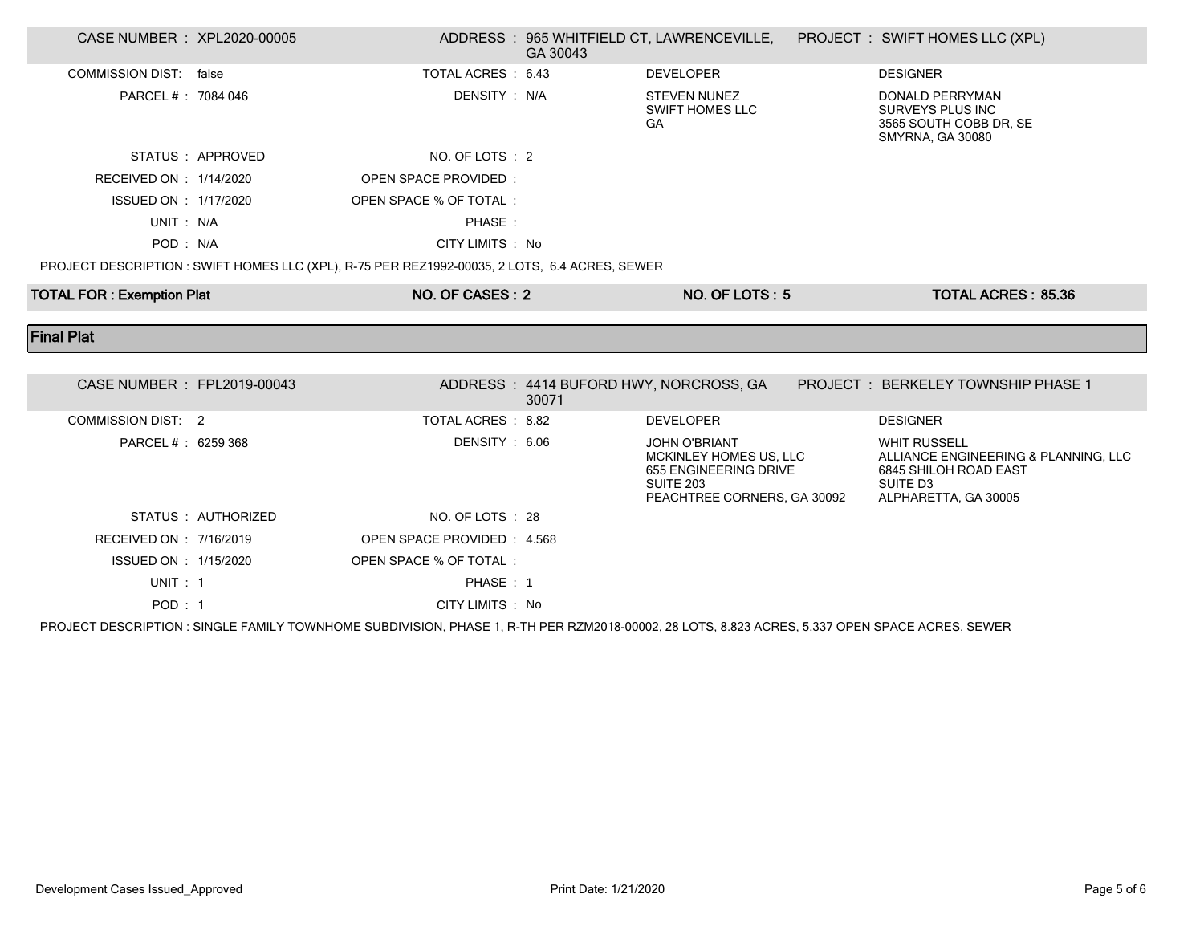| CASE NUMBER : XPL2020-00005 | | ADDRESS : 965 WHITFIELD CT, LAWRENCEVILLE, GA 30043 | PROJECT : SWIFT HOMES LLC (XPL) |
|---|---|---|---|
| COMMISSION DIST: false | TOTAL ACRES : 6.43 | DEVELOPER | DESIGNER |
| PARCEL # : 7084 046 | DENSITY : N/A | STEVEN NUNEZ<br>SWIFT HOMES LLC<br>GA | DONALD PERRYMAN<br>SURVEYS PLUS INC<br>3565 SOUTH COBB DR, SE<br>SMYRNA, GA 30080 |
| STATUS : APPROVED | NO. OF LOTS : 2 | | |
| RECEIVED ON : 1/14/2020 | OPEN SPACE PROVIDED : | | |
| ISSUED ON : 1/17/2020 | OPEN SPACE % OF TOTAL : | | |
| UNIT : N/A | PHASE : | | |
| POD : N/A | CITY LIMITS : No | | |

PROJECT DESCRIPTION : SWIFT HOMES LLC (XPL), R-75 PER REZ1992-00035, 2 LOTS, 6.4 ACRES, SEWER

| **TOTAL FOR : Exemption Plat** | **NO. OF CASES : 2** | **NO. OF LOTS : 5** | **TOTAL ACRES : 85.36** |
|---|---|---|---|

## Final Plat

| CASE NUMBER : FPL2019-00043 | | ADDRESS : 4414 BUFORD HWY, NORCROSS, GA 30071 | PROJECT : BERKELEY TOWNSHIP PHASE 1 |
|---|---|---|---|
| COMMISSION DIST: 2 | TOTAL ACRES : 8.82 | DEVELOPER | DESIGNER |
| PARCEL # : 6259 368 | DENSITY : 6.06 | JOHN O'BRIANT<br>MCKINLEY HOMES US, LLC<br>655 ENGINEERING DRIVE<br>SUITE 203<br>PEACHTREE CORNERS, GA 30092 | WHIT RUSSELL<br>ALLIANCE ENGINEERING & PLANNING, LLC<br>6845 SHILOH ROAD EAST<br>SUITE D3<br>ALPHARETTA, GA 30005 |
| STATUS : AUTHORIZED | NO. OF LOTS : 28 | | |
| RECEIVED ON : 7/16/2019 | OPEN SPACE PROVIDED : 4.568 | | |
| ISSUED ON : 1/15/2020 | OPEN SPACE % OF TOTAL : | | |
| UNIT : 1 | PHASE : 1 | | |
| POD : 1 | CITY LIMITS : No | | |

PROJECT DESCRIPTION : SINGLE FAMILY TOWNHOME SUBDIVISION, PHASE 1, R-TH PER RZM2018-00002, 28 LOTS, 8.823 ACRES, 5.337 OPEN SPACE ACRES, SEWER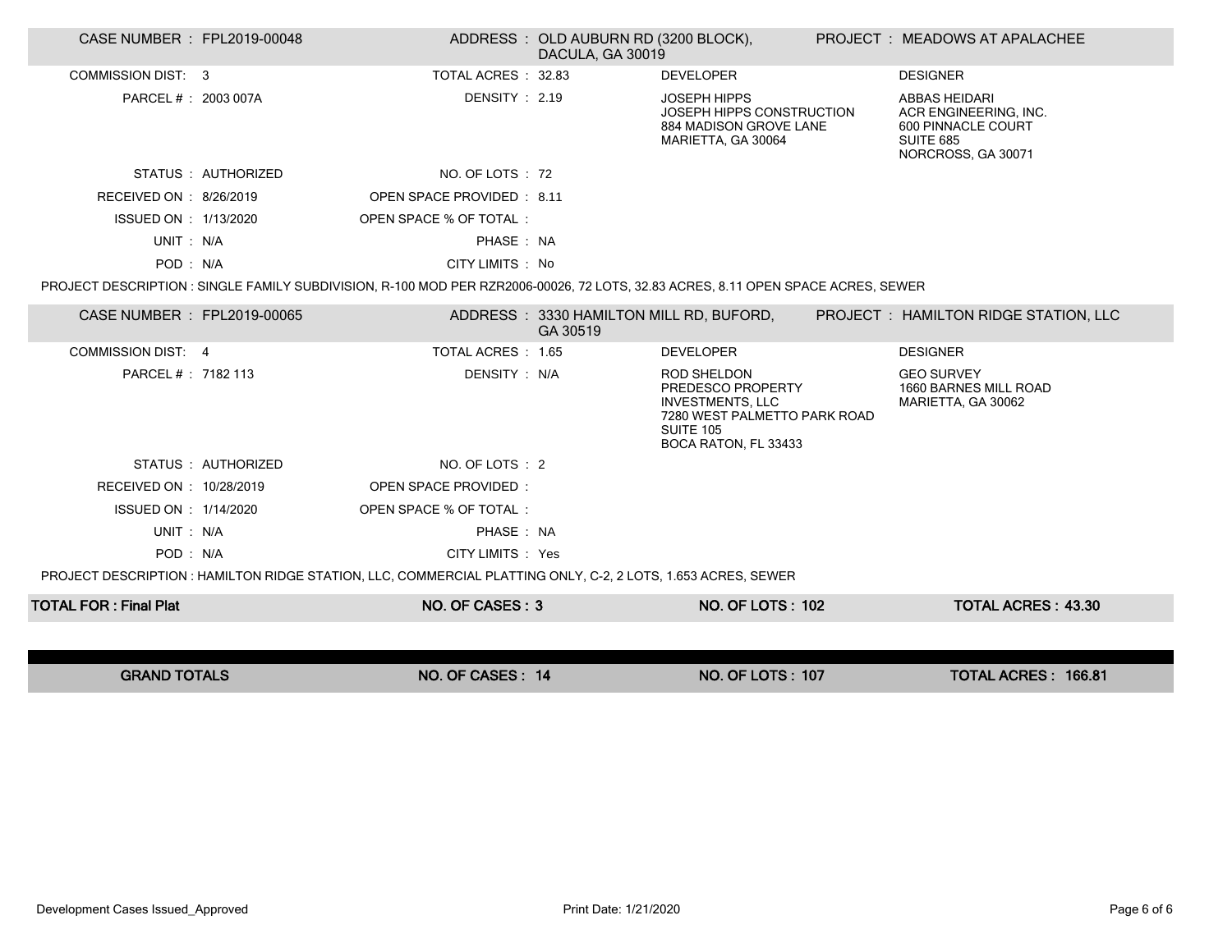| | | | | | | |
|---|---|---|---|---|---|---|
| CASE NUMBER : | FPL2019-00048 | ADDRESS : | OLD AUBURN RD (3200 BLOCK), DACULA, GA 30019 | | PROJECT : | MEADOWS AT APALACHEE |
| COMMISSION DIST: | 3 | TOTAL ACRES : | 32.83 | DEVELOPER | | DESIGNER |
| PARCEL # : | 2003 007A | DENSITY : | 2.19 | JOSEPH HIPPS<br>JOSEPH HIPPS CONSTRUCTION<br>884 MADISON GROVE LANE<br>MARIETTA, GA 30064 | | ABBAS HEIDARI<br>ACR ENGINEERING, INC.<br>600 PINNACLE COURT<br>SUITE 685<br>NORCROSS, GA 30071 |
| STATUS : | AUTHORIZED | NO. OF LOTS : | 72 | | | |
| RECEIVED ON : | 8/26/2019 | OPEN SPACE PROVIDED : | 8.11 | | | |
| ISSUED ON : | 1/13/2020 | OPEN SPACE % OF TOTAL : | | | | |
| UNIT : | N/A | PHASE : | NA | | | |
| POD : | N/A | CITY LIMITS : | No | | | |

PROJECT DESCRIPTION : SINGLE FAMILY SUBDIVISION, R-100 MOD PER RZR2006-00026, 72 LOTS, 32.83 ACRES, 8.11 OPEN SPACE ACRES, SEWER

| | | | | | | |
|---|---|---|---|---|---|---|
| CASE NUMBER : | FPL2019-00065 | ADDRESS : | 3330 HAMILTON MILL RD, BUFORD, GA 30519 | | PROJECT : | HAMILTON RIDGE STATION, LLC |
| COMMISSION DIST: | 4 | TOTAL ACRES : | 1.65 | DEVELOPER | | DESIGNER |
| PARCEL # : | 7182 113 | DENSITY : | N/A | ROD SHELDON<br>PREDESCO PROPERTY INVESTMENTS, LLC<br>7280 WEST PALMETTO PARK ROAD<br>SUITE 105<br>BOCA RATON, FL 33433 | | GEO SURVEY<br>1660 BARNES MILL ROAD<br>MARIETTA, GA 30062 |
| STATUS : | AUTHORIZED | NO. OF LOTS : | 2 | | | |
| RECEIVED ON : | 10/28/2019 | OPEN SPACE PROVIDED : | | | | |
| ISSUED ON : | 1/14/2020 | OPEN SPACE % OF TOTAL : | | | | |
| UNIT : | N/A | PHASE : | NA | | | |
| POD : | N/A | CITY LIMITS : | Yes | | | |

PROJECT DESCRIPTION : HAMILTON RIDGE STATION, LLC, COMMERCIAL PLATTING ONLY, C-2, 2 LOTS, 1.653 ACRES, SEWER

| | | | |
|---|---|---|---|
| **TOTAL FOR : Final Plat** | **NO. OF CASES : 3** | **NO. OF LOTS : 102** | **TOTAL ACRES : 43.30** |

| | | | |
|---|---|---|---|
| **GRAND TOTALS** | **NO. OF CASES : 14** | **NO. OF LOTS : 107** | **TOTAL ACRES : 166.81** |